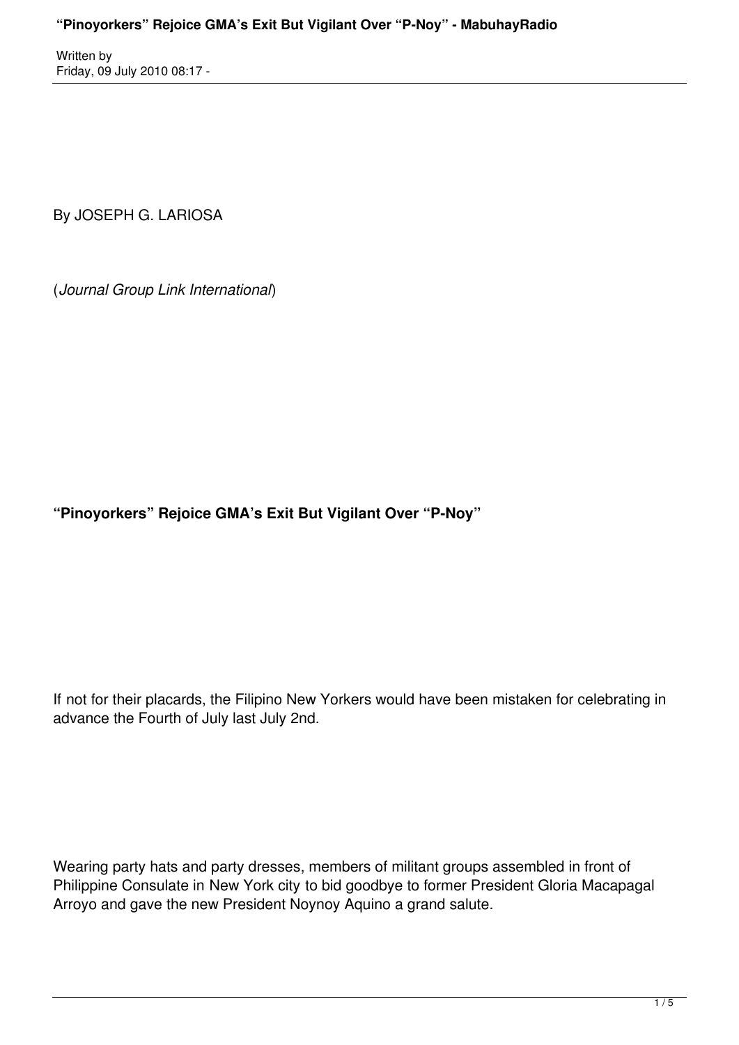By JOSEPH G. LARIOSA

(*Journal Group Link International*)

# "Pinoyorkers" Rejoice GMA's Exit But Vigilant Over "P-Noy"

If not for their placards, the Filipino New Yorkers would have been mistaken for celebrating in advance the Fourth of July last July 2nd.

Wearing party hats and party dresses, members of militant groups assembled in front of Philippine Consulate in New York city to bid goodbye to former President Gloria Macapagal Arroyo and gave the new President Noynoy Aquino a grand salute.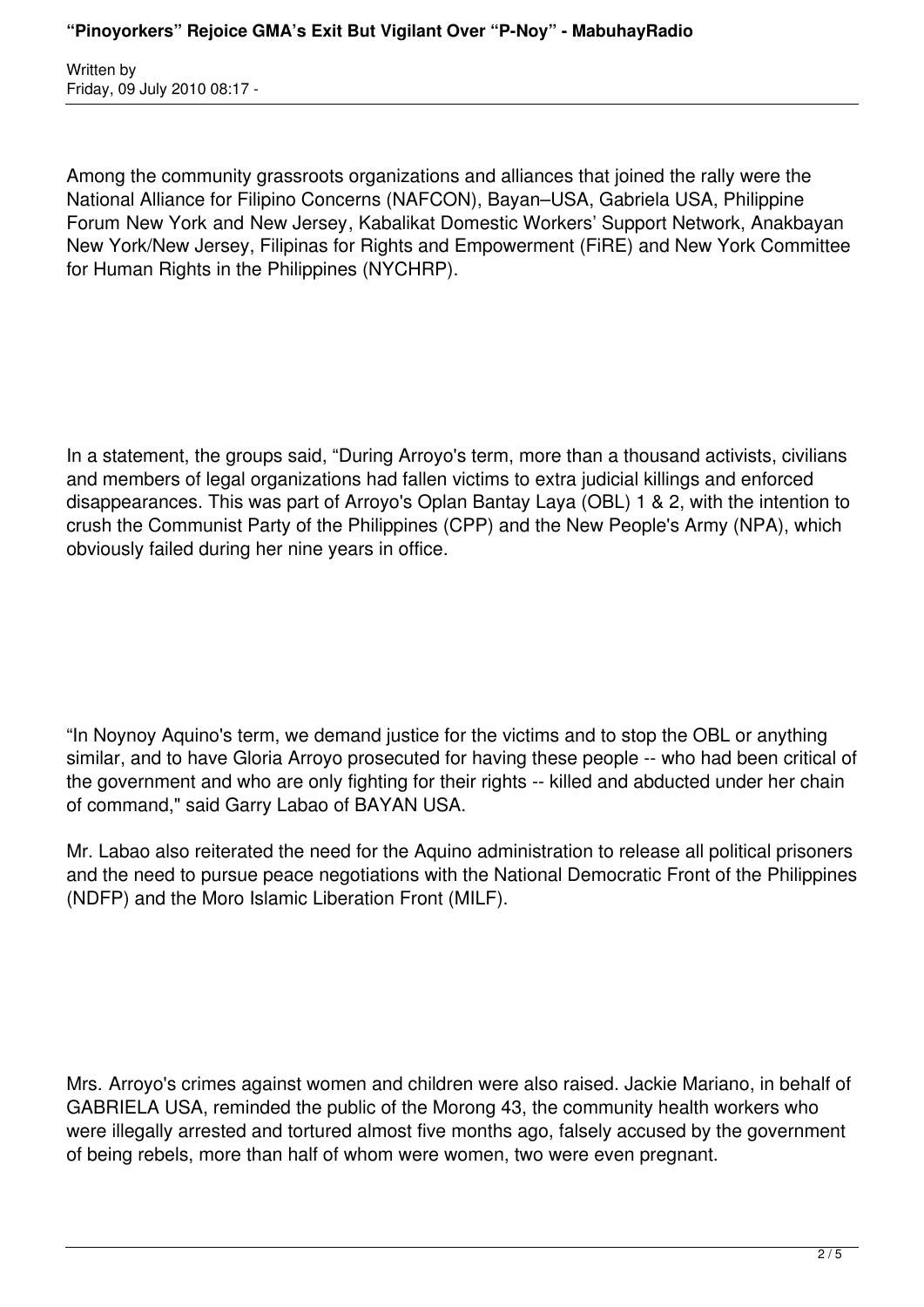Among the community grassroots organizations and alliances that joined the rally were the National Alliance for Filipino Concerns (NAFCON), Bayan–USA, Gabriela USA, Philippine Forum New York and New Jersey, Kabalikat Domestic Workers' Support Network, Anakbayan New York/New Jersey, Filipinas for Rights and Empowerment (FiRE) and New York Committee for Human Rights in the Philippines (NYCHRP).

In a statement, the groups said, "During Arroyo's term, more than a thousand activists, civilians and members of legal organizations had fallen victims to extra judicial killings and enforced disappearances. This was part of Arroyo's Oplan Bantay Laya (OBL) 1 & 2, with the intention to crush the Communist Party of the Philippines (CPP) and the New People's Army (NPA), which obviously failed during her nine years in office.

"In Noynoy Aquino's term, we demand justice for the victims and to stop the OBL or anything similar, and to have Gloria Arroyo prosecuted for having these people -- who had been critical of the government and who are only fighting for their rights -- killed and abducted under her chain of command," said Garry Labao of BAYAN USA.

Mr. Labao also reiterated the need for the Aquino administration to release all political prisoners and the need to pursue peace negotiations with the National Democratic Front of the Philippines (NDFP) and the Moro Islamic Liberation Front (MILF).

Mrs. Arroyo's crimes against women and children were also raised. Jackie Mariano, in behalf of GABRIELA USA, reminded the public of the Morong 43, the community health workers who were illegally arrested and tortured almost five months ago, falsely accused by the government of being rebels, more than half of whom were women, two were even pregnant.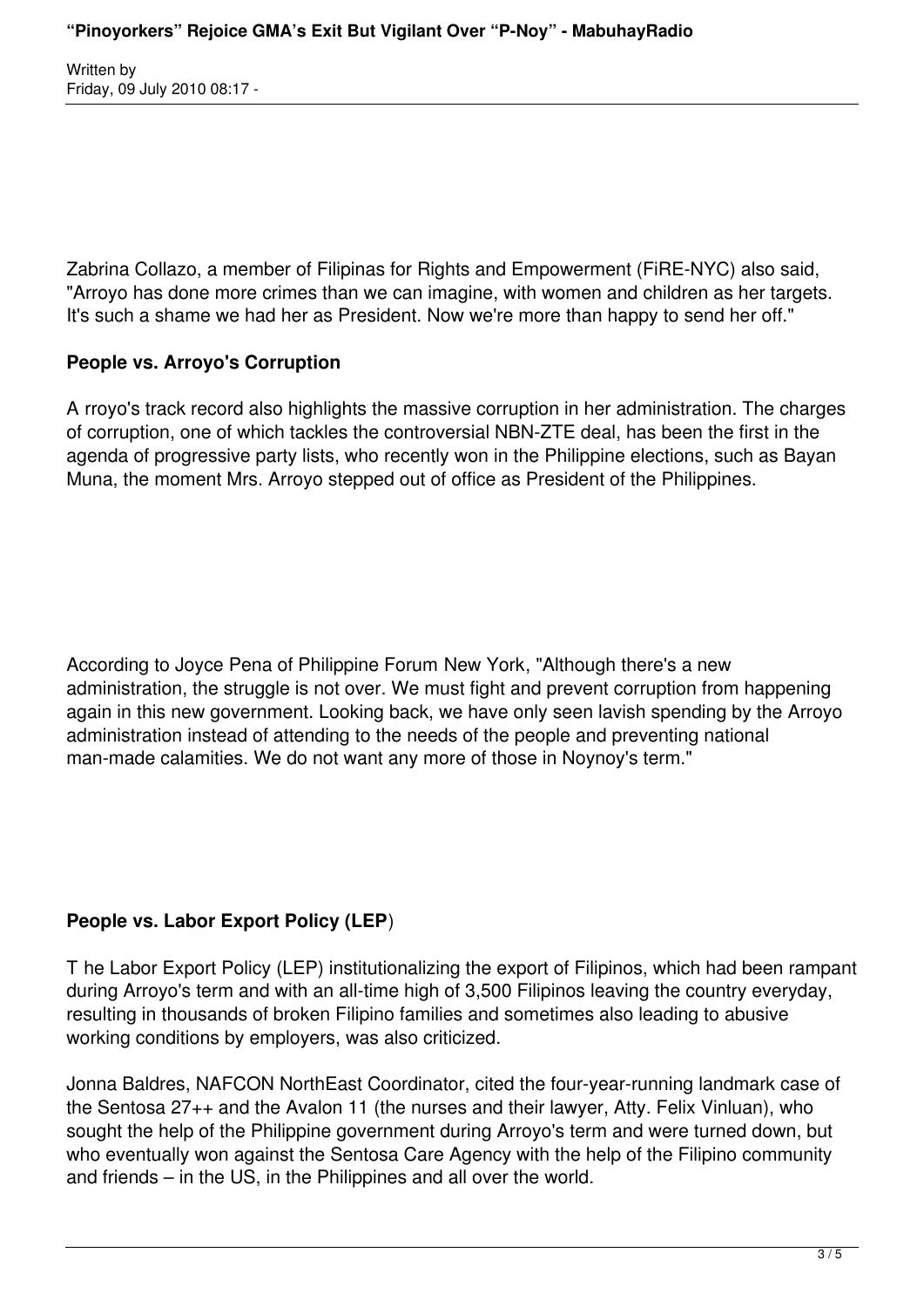Zabrina Collazo, a member of Filipinas for Rights and Empowerment (FiRE-NYC) also said, "Arroyo has done more crimes than we can imagine, with women and children as her targets. It's such a shame we had her as President. Now we're more than happy to send her off."

**People vs. Arroyo's Corruption**

A rroyo's track record also highlights the massive corruption in her administration. The charges of corruption, one of which tackles the controversial NBN-ZTE deal, has been the first in the agenda of progressive party lists, who recently won in the Philippine elections, such as Bayan Muna, the moment Mrs. Arroyo stepped out of office as President of the Philippines.

According to Joyce Pena of Philippine Forum New York, "Although there's a new administration, the struggle is not over. We must fight and prevent corruption from happening again in this new government. Looking back, we have only seen lavish spending by the Arroyo administration instead of attending to the needs of the people and preventing national man-made calamities. We do not want any more of those in Noynoy's term."

**People vs. Labor Export Policy (LEP**)

T he Labor Export Policy (LEP) institutionalizing the export of Filipinos, which had been rampant during Arroyo's term and with an all-time high of 3,500 Filipinos leaving the country everyday, resulting in thousands of broken Filipino families and sometimes also leading to abusive working conditions by employers, was also criticized.

Jonna Baldres, NAFCON NorthEast Coordinator, cited the four-year-running landmark case of the Sentosa 27++ and the Avalon 11 (the nurses and their lawyer, Atty. Felix Vinluan), who sought the help of the Philippine government during Arroyo's term and were turned down, but who eventually won against the Sentosa Care Agency with the help of the Filipino community and friends – in the US, in the Philippines and all over the world.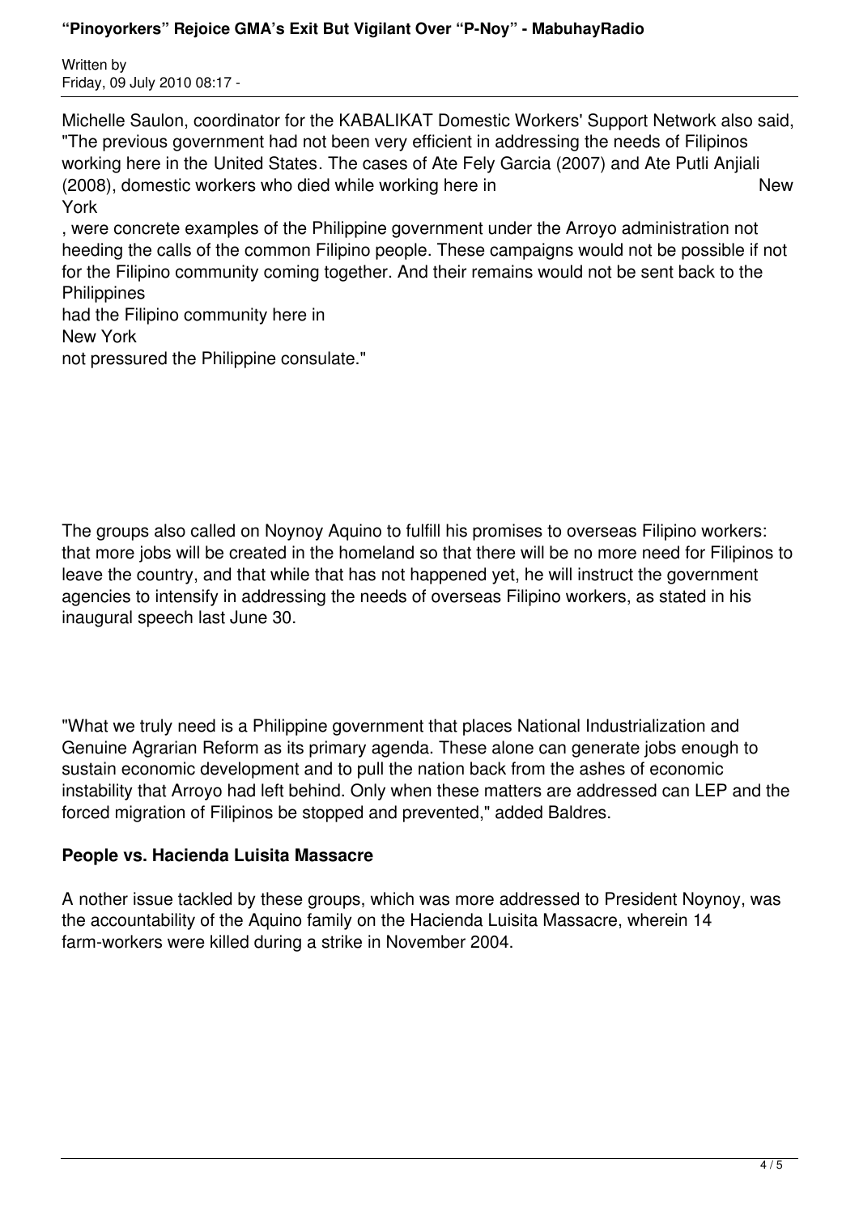Michelle Saulon, coordinator for the KABALIKAT Domestic Workers' Support Network also said, "The previous government had not been very efficient in addressing the needs of Filipinos working here in the United States. The cases of Ate Fely Garcia (2007) and Ate Putli Anjiali (2008), domestic workers who died while working here in New York, were concrete examples of the Philippine government under the Arroyo administration not heeding the calls of the common Filipino people. These campaigns would not be possible if not for the Filipino community coming together. And their remains would not be sent back to the Philippines had the Filipino community here in New York not pressured the Philippine consulate."

The groups also called on Noynoy Aquino to fulfill his promises to overseas Filipino workers: that more jobs will be created in the homeland so that there will be no more need for Filipinos to leave the country, and that while that has not happened yet, he will instruct the government agencies to intensify in addressing the needs of overseas Filipino workers, as stated in his inaugural speech last June 30.

"What we truly need is a Philippine government that places National Industrialization and Genuine Agrarian Reform as its primary agenda. These alone can generate jobs enough to sustain economic development and to pull the nation back from the ashes of economic instability that Arroyo had left behind. Only when these matters are addressed can LEP and the forced migration of Filipinos be stopped and prevented," added Baldres.

**People vs. Hacienda Luisita Massacre**

A nother issue tackled by these groups, which was more addressed to President Noynoy, was the accountability of the Aquino family on the Hacienda Luisita Massacre, wherein 14 farm-workers were killed during a strike in November 2004.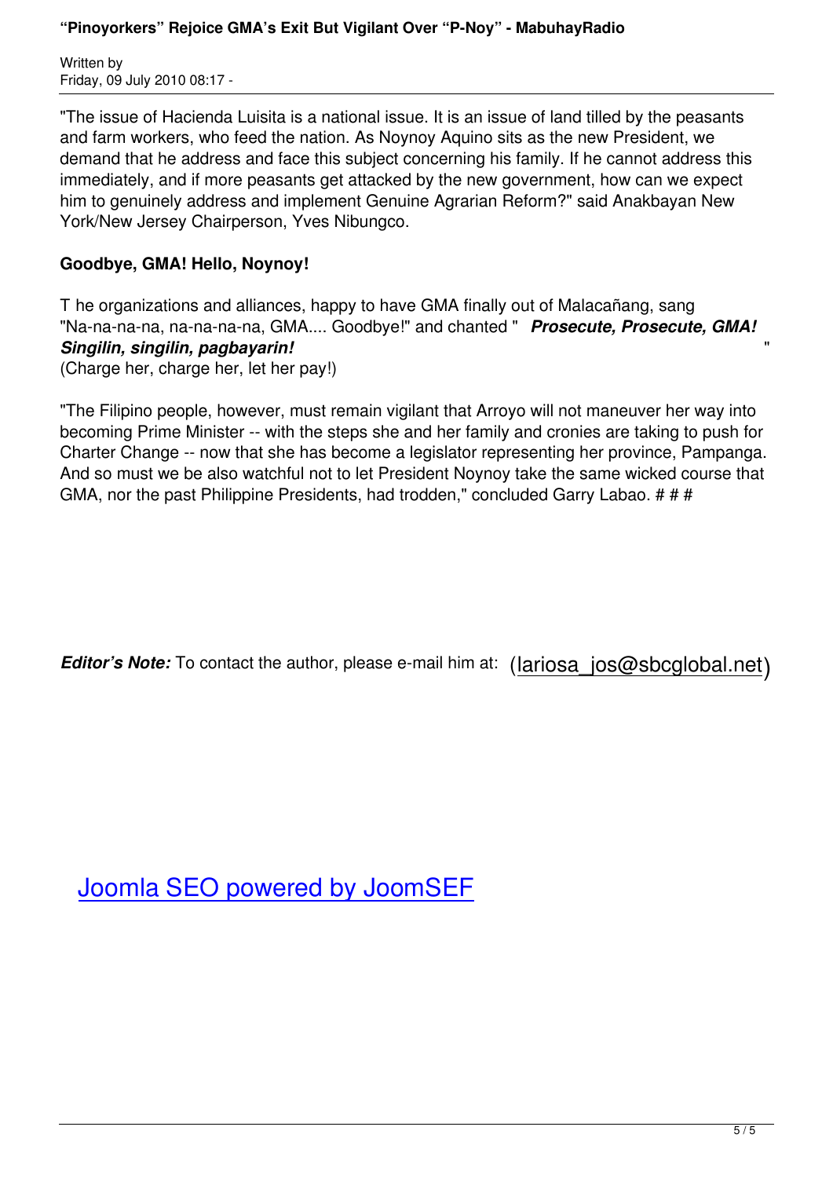"The issue of Hacienda Luisita is a national issue. It is an issue of land tilled by the peasants and farm workers, who feed the nation. As Noynoy Aquino sits as the new President, we demand that he address and face this subject concerning his family. If he cannot address this immediately, and if more peasants get attacked by the new government, how can we expect him to genuinely address and implement Genuine Agrarian Reform?" said Anakbayan New York/New Jersey Chairperson, Yves Nibungco.

**Goodbye, GMA! Hello, Noynoy!**

T he organizations and alliances, happy to have GMA finally out of Malacañang, sang "Na-na-na-na, na-na-na-na, GMA.... Goodbye!" and chanted " ***Prosecute, Prosecute, GMA! Singilin, singilin, pagbayarin!*** "
(Charge her, charge her, let her pay!)

"The Filipino people, however, must remain vigilant that Arroyo will not maneuver her way into becoming Prime Minister -- with the steps she and her family and cronies are taking to push for Charter Change -- now that she has become a legislator representing her province, Pampanga. And so must we be also watchful not to let President Noynoy take the same wicked course that GMA, nor the past Philippine Presidents, had trodden," concluded Garry Labao. # # #

***Editor's Note:*** To contact the author, please e-mail him at: (lariosa_jos@sbcglobal.net)

Joomla SEO powered by JoomSEF